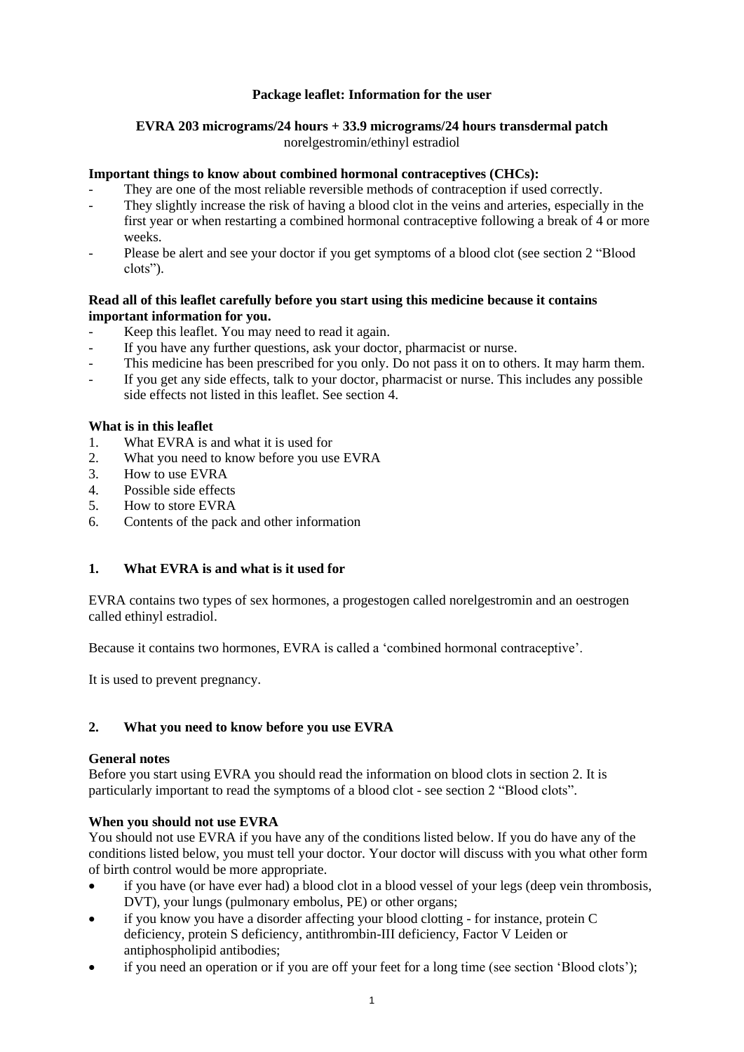**Package leaflet: Information for the user**

**EVRA 203 micrograms/24 hours + 33.9 micrograms/24 hours transdermal patch**
norelgestromin/ethinyl estradiol

**Important things to know about combined hormonal contraceptives (CHCs):**

- They are one of the most reliable reversible methods of contraception if used correctly.
- They slightly increase the risk of having a blood clot in the veins and arteries, especially in the first year or when restarting a combined hormonal contraceptive following a break of 4 or more weeks.
- Please be alert and see your doctor if you get symptoms of a blood clot (see section 2 "Blood clots").

**Read all of this leaflet carefully before you start using this medicine because it contains important information for you.**

- Keep this leaflet. You may need to read it again.
- If you have any further questions, ask your doctor, pharmacist or nurse.
- This medicine has been prescribed for you only. Do not pass it on to others. It may harm them.
- If you get any side effects, talk to your doctor, pharmacist or nurse. This includes any possible side effects not listed in this leaflet. See section 4.

**What is in this leaflet**

1. What EVRA is and what it is used for
2. What you need to know before you use EVRA
3. How to use EVRA
4. Possible side effects
5. How to store EVRA
6. Contents of the pack and other information

## 1. What EVRA is and what is it used for

EVRA contains two types of sex hormones, a progestogen called norelgestromin and an oestrogen called ethinyl estradiol.

Because it contains two hormones, EVRA is called a 'combined hormonal contraceptive'.

It is used to prevent pregnancy.

## 2. What you need to know before you use EVRA

**General notes**

Before you start using EVRA you should read the information on blood clots in section 2. It is particularly important to read the symptoms of a blood clot - see section 2 "Blood clots".

**When you should not use EVRA**

You should not use EVRA if you have any of the conditions listed below. If you do have any of the conditions listed below, you must tell your doctor. Your doctor will discuss with you what other form of birth control would be more appropriate.

- if you have (or have ever had) a blood clot in a blood vessel of your legs (deep vein thrombosis, DVT), your lungs (pulmonary embolus, PE) or other organs;
- if you know you have a disorder affecting your blood clotting - for instance, protein C deficiency, protein S deficiency, antithrombin-III deficiency, Factor V Leiden or antiphospholipid antibodies;
- if you need an operation or if you are off your feet for a long time (see section 'Blood clots');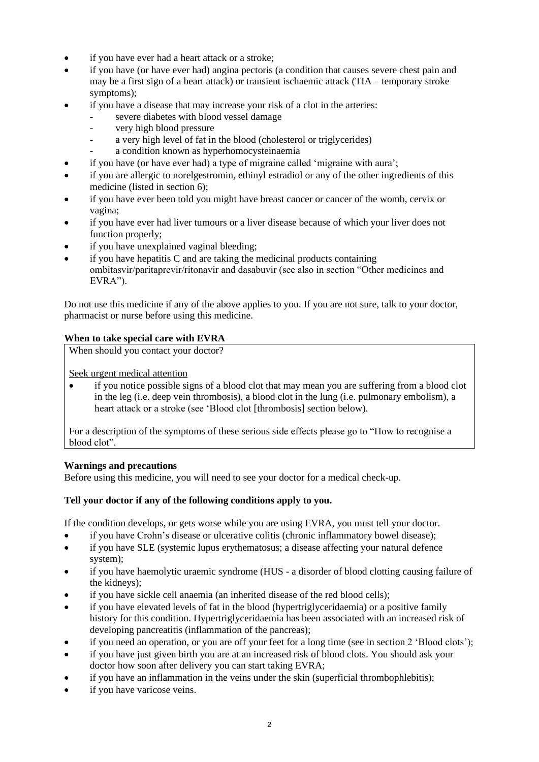- if you have ever had a heart attack or a stroke;
- if you have (or have ever had) angina pectoris (a condition that causes severe chest pain and may be a first sign of a heart attack) or transient ischaemic attack (TIA – temporary stroke symptoms);
- if you have a disease that may increase your risk of a clot in the arteries:
  - severe diabetes with blood vessel damage
  - very high blood pressure
  - a very high level of fat in the blood (cholesterol or triglycerides)
  - a condition known as hyperhomocysteinaemia
- if you have (or have ever had) a type of migraine called 'migraine with aura';
- if you are allergic to norelgestromin, ethinyl estradiol or any of the other ingredients of this medicine (listed in section 6);
- if you have ever been told you might have breast cancer or cancer of the womb, cervix or vagina;
- if you have ever had liver tumours or a liver disease because of which your liver does not function properly;
- if you have unexplained vaginal bleeding;
- if you have hepatitis C and are taking the medicinal products containing ombitasvir/paritaprevir/ritonavir and dasabuvir (see also in section "Other medicines and EVRA").

Do not use this medicine if any of the above applies to you. If you are not sure, talk to your doctor, pharmacist or nurse before using this medicine.

**When to take special care with EVRA**

When should you contact your doctor?

Seek urgent medical attention

- if you notice possible signs of a blood clot that may mean you are suffering from a blood clot in the leg (i.e. deep vein thrombosis), a blood clot in the lung (i.e. pulmonary embolism), a heart attack or a stroke (see 'Blood clot [thrombosis] section below).

For a description of the symptoms of these serious side effects please go to "How to recognise a blood clot".

**Warnings and precautions**

Before using this medicine, you will need to see your doctor for a medical check-up.

**Tell your doctor if any of the following conditions apply to you.**

If the condition develops, or gets worse while you are using EVRA, you must tell your doctor.

- if you have Crohn's disease or ulcerative colitis (chronic inflammatory bowel disease);
- if you have SLE (systemic lupus erythematosus; a disease affecting your natural defence system);
- if you have haemolytic uraemic syndrome (HUS - a disorder of blood clotting causing failure of the kidneys);
- if you have sickle cell anaemia (an inherited disease of the red blood cells);
- if you have elevated levels of fat in the blood (hypertriglyceridaemia) or a positive family history for this condition. Hypertriglyceridaemia has been associated with an increased risk of developing pancreatitis (inflammation of the pancreas);
- if you need an operation, or you are off your feet for a long time (see in section 2 'Blood clots');
- if you have just given birth you are at an increased risk of blood clots. You should ask your doctor how soon after delivery you can start taking EVRA;
- if you have an inflammation in the veins under the skin (superficial thrombophlebitis);
- if you have varicose veins.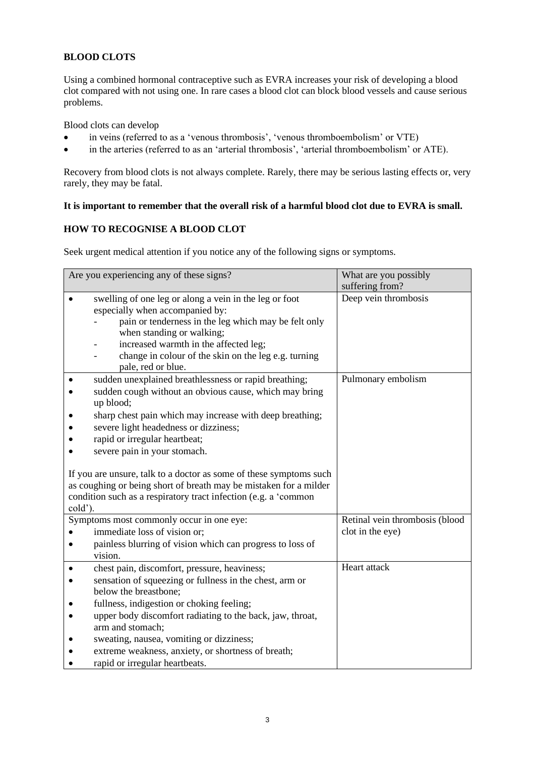## BLOOD CLOTS

Using a combined hormonal contraceptive such as EVRA increases your risk of developing a blood clot compared with not using one. In rare cases a blood clot can block blood vessels and cause serious problems.

Blood clots can develop

- in veins (referred to as a 'venous thrombosis', 'venous thromboembolism' or VTE)
- in the arteries (referred to as an 'arterial thrombosis', 'arterial thromboembolism' or ATE).

Recovery from blood clots is not always complete. Rarely, there may be serious lasting effects or, very rarely, they may be fatal.

**It is important to remember that the overall risk of a harmful blood clot due to EVRA is small.**

## HOW TO RECOGNISE A BLOOD CLOT

Seek urgent medical attention if you notice any of the following signs or symptoms.

| Are you experiencing any of these signs? | What are you possibly suffering from? |
|---|---|
| • swelling of one leg or along a vein in the leg or foot especially when accompanied by:<br>- pain or tenderness in the leg which may be felt only when standing or walking;<br>- increased warmth in the affected leg;<br>- change in colour of the skin on the leg e.g. turning pale, red or blue. | Deep vein thrombosis |
| • sudden unexplained breathlessness or rapid breathing;<br>• sudden cough without an obvious cause, which may bring up blood;<br>• sharp chest pain which may increase with deep breathing;<br>• severe light headedness or dizziness;<br>• rapid or irregular heartbeat;<br>• severe pain in your stomach.<br><br>If you are unsure, talk to a doctor as some of these symptoms such as coughing or being short of breath may be mistaken for a milder condition such as a respiratory tract infection (e.g. a 'common cold'). | Pulmonary embolism |
| Symptoms most commonly occur in one eye:<br>• immediate loss of vision or;<br>• painless blurring of vision which can progress to loss of vision. | Retinal vein thrombosis (blood clot in the eye) |
| • chest pain, discomfort, pressure, heaviness;<br>• sensation of squeezing or fullness in the chest, arm or below the breastbone;<br>• fullness, indigestion or choking feeling;<br>• upper body discomfort radiating to the back, jaw, throat, arm and stomach;<br>• sweating, nausea, vomiting or dizziness;<br>• extreme weakness, anxiety, or shortness of breath;<br>• rapid or irregular heartbeats. | Heart attack |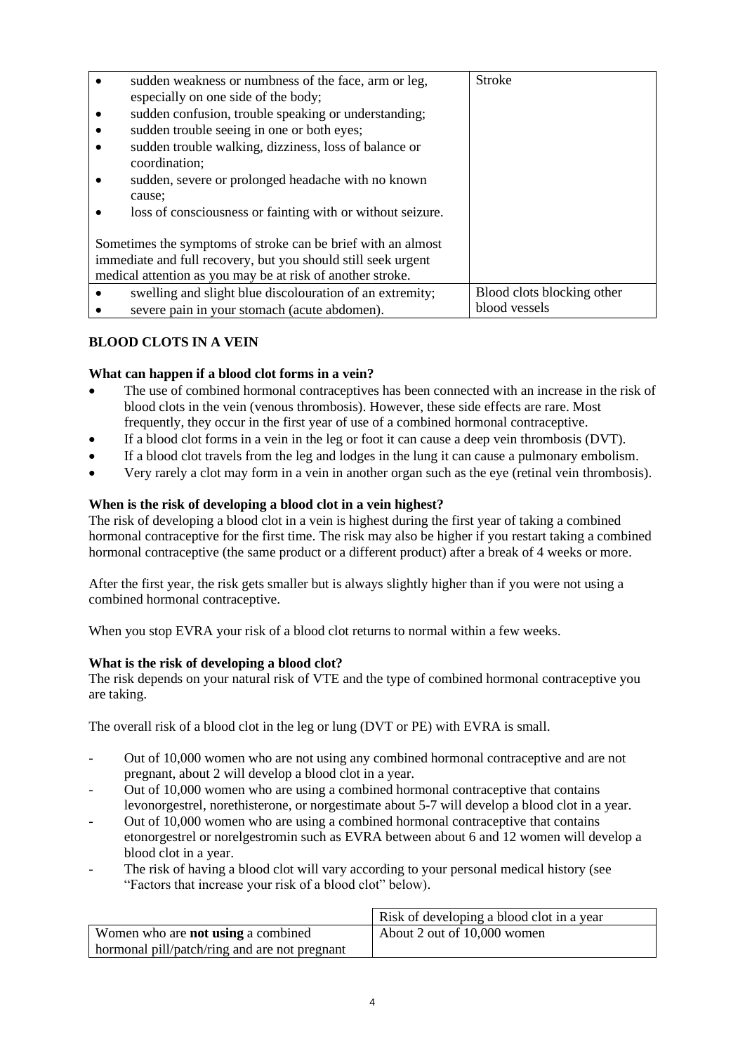| | |
|---|---|
| <ul><li>sudden weakness or numbness of the face, arm or leg, especially on one side of the body;</li><li>sudden confusion, trouble speaking or understanding;</li><li>sudden trouble seeing in one or both eyes;</li><li>sudden trouble walking, dizziness, loss of balance or coordination;</li><li>sudden, severe or prolonged headache with no known cause;</li><li>loss of consciousness or fainting with or without seizure.</li></ul>Sometimes the symptoms of stroke can be brief with an almost immediate and full recovery, but you should still seek urgent medical attention as you may be at risk of another stroke. | Stroke |
| <ul><li>swelling and slight blue discolouration of an extremity;</li><li>severe pain in your stomach (acute abdomen).</li></ul> | Blood clots blocking other blood vessels |

**BLOOD CLOTS IN A VEIN**

**What can happen if a blood clot forms in a vein?**

- The use of combined hormonal contraceptives has been connected with an increase in the risk of blood clots in the vein (venous thrombosis). However, these side effects are rare. Most frequently, they occur in the first year of use of a combined hormonal contraceptive.
- If a blood clot forms in a vein in the leg or foot it can cause a deep vein thrombosis (DVT).
- If a blood clot travels from the leg and lodges in the lung it can cause a pulmonary embolism.
- Very rarely a clot may form in a vein in another organ such as the eye (retinal vein thrombosis).

**When is the risk of developing a blood clot in a vein highest?**

The risk of developing a blood clot in a vein is highest during the first year of taking a combined hormonal contraceptive for the first time. The risk may also be higher if you restart taking a combined hormonal contraceptive (the same product or a different product) after a break of 4 weeks or more.

After the first year, the risk gets smaller but is always slightly higher than if you were not using a combined hormonal contraceptive.

When you stop EVRA your risk of a blood clot returns to normal within a few weeks.

**What is the risk of developing a blood clot?**

The risk depends on your natural risk of VTE and the type of combined hormonal contraceptive you are taking.

The overall risk of a blood clot in the leg or lung (DVT or PE) with EVRA is small.

- Out of 10,000 women who are not using any combined hormonal contraceptive and are not pregnant, about 2 will develop a blood clot in a year.
- Out of 10,000 women who are using a combined hormonal contraceptive that contains levonorgestrel, norethisterone, or norgestimate about 5-7 will develop a blood clot in a year.
- Out of 10,000 women who are using a combined hormonal contraceptive that contains etonorgestrel or norelgestromin such as EVRA between about 6 and 12 women will develop a blood clot in a year.
- The risk of having a blood clot will vary according to your personal medical history (see "Factors that increase your risk of a blood clot" below).

| | Risk of developing a blood clot in a year |
|---|---|
| Women who are **not using** a combined hormonal pill/patch/ring and are not pregnant | About 2 out of 10,000 women |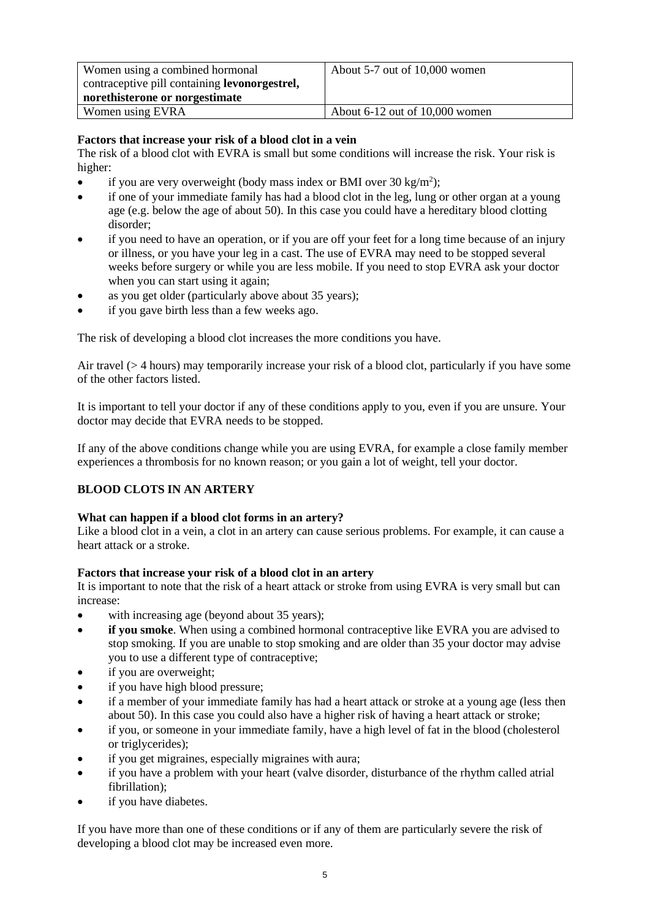| Women using a combined hormonal contraceptive pill containing **levonorgestrel, norethisterone or norgestimate** | About 5-7 out of 10,000 women |
|---|---|
| Women using EVRA | About 6-12 out of 10,000 women |

**Factors that increase your risk of a blood clot in a vein**

The risk of a blood clot with EVRA is small but some conditions will increase the risk. Your risk is higher:

- if you are very overweight (body mass index or BMI over 30 $kg/m^2$);
- if one of your immediate family has had a blood clot in the leg, lung or other organ at a young age (e.g. below the age of about 50). In this case you could have a hereditary blood clotting disorder;
- if you need to have an operation, or if you are off your feet for a long time because of an injury or illness, or you have your leg in a cast. The use of EVRA may need to be stopped several weeks before surgery or while you are less mobile. If you need to stop EVRA ask your doctor when you can start using it again;
- as you get older (particularly above about 35 years);
- if you gave birth less than a few weeks ago.

The risk of developing a blood clot increases the more conditions you have.

Air travel (> 4 hours) may temporarily increase your risk of a blood clot, particularly if you have some of the other factors listed.

It is important to tell your doctor if any of these conditions apply to you, even if you are unsure. Your doctor may decide that EVRA needs to be stopped.

If any of the above conditions change while you are using EVRA, for example a close family member experiences a thrombosis for no known reason; or you gain a lot of weight, tell your doctor.

**BLOOD CLOTS IN AN ARTERY**

**What can happen if a blood clot forms in an artery?**

Like a blood clot in a vein, a clot in an artery can cause serious problems. For example, it can cause a heart attack or a stroke.

**Factors that increase your risk of a blood clot in an artery**

It is important to note that the risk of a heart attack or stroke from using EVRA is very small but can increase:

- with increasing age (beyond about 35 years);
- **if you smoke**. When using a combined hormonal contraceptive like EVRA you are advised to stop smoking. If you are unable to stop smoking and are older than 35 your doctor may advise you to use a different type of contraceptive;
- if you are overweight;
- if you have high blood pressure;
- if a member of your immediate family has had a heart attack or stroke at a young age (less then about 50). In this case you could also have a higher risk of having a heart attack or stroke;
- if you, or someone in your immediate family, have a high level of fat in the blood (cholesterol or triglycerides);
- if you get migraines, especially migraines with aura;
- if you have a problem with your heart (valve disorder, disturbance of the rhythm called atrial fibrillation);
- if you have diabetes.

If you have more than one of these conditions or if any of them are particularly severe the risk of developing a blood clot may be increased even more.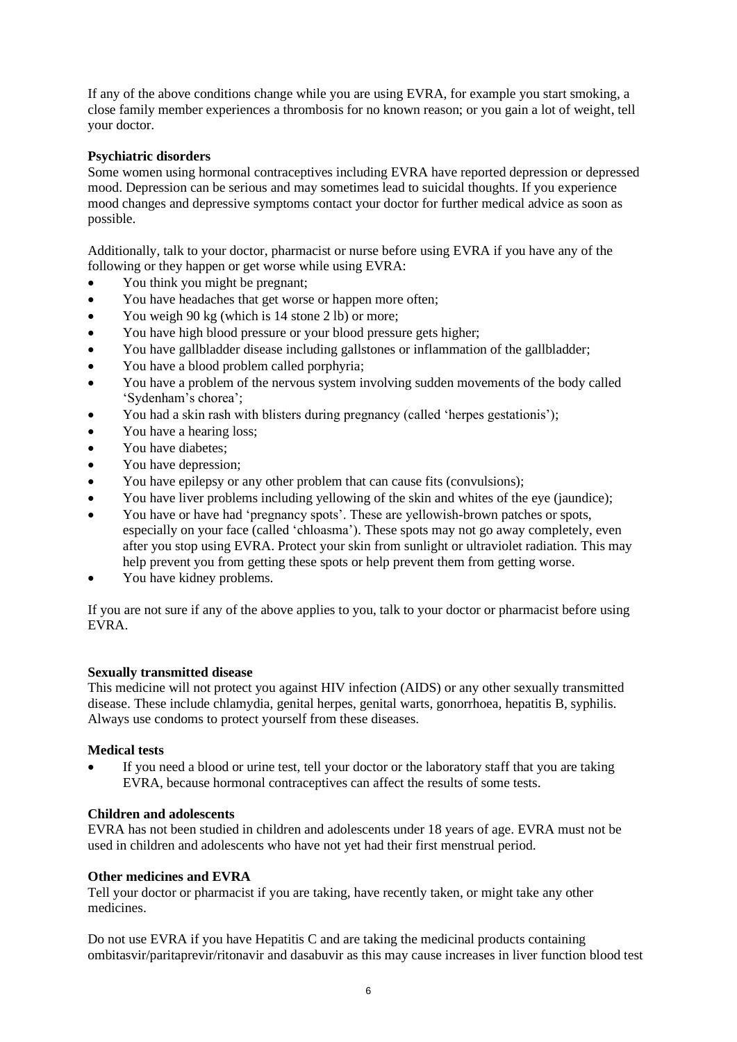If any of the above conditions change while you are using EVRA, for example you start smoking, a close family member experiences a thrombosis for no known reason; or you gain a lot of weight, tell your doctor.

**Psychiatric disorders**

Some women using hormonal contraceptives including EVRA have reported depression or depressed mood. Depression can be serious and may sometimes lead to suicidal thoughts. If you experience mood changes and depressive symptoms contact your doctor for further medical advice as soon as possible.

Additionally, talk to your doctor, pharmacist or nurse before using EVRA if you have any of the following or they happen or get worse while using EVRA:

- You think you might be pregnant;
- You have headaches that get worse or happen more often;
- You weigh 90 kg (which is 14 stone 2 lb) or more;
- You have high blood pressure or your blood pressure gets higher;
- You have gallbladder disease including gallstones or inflammation of the gallbladder;
- You have a blood problem called porphyria;
- You have a problem of the nervous system involving sudden movements of the body called 'Sydenham's chorea';
- You had a skin rash with blisters during pregnancy (called 'herpes gestationis');
- You have a hearing loss;
- You have diabetes;
- You have depression;
- You have epilepsy or any other problem that can cause fits (convulsions);
- You have liver problems including yellowing of the skin and whites of the eye (jaundice);
- You have or have had 'pregnancy spots'. These are yellowish-brown patches or spots, especially on your face (called 'chloasma'). These spots may not go away completely, even after you stop using EVRA. Protect your skin from sunlight or ultraviolet radiation. This may help prevent you from getting these spots or help prevent them from getting worse.
- You have kidney problems.

If you are not sure if any of the above applies to you, talk to your doctor or pharmacist before using EVRA.

**Sexually transmitted disease**

This medicine will not protect you against HIV infection (AIDS) or any other sexually transmitted disease. These include chlamydia, genital herpes, genital warts, gonorrhoea, hepatitis B, syphilis. Always use condoms to protect yourself from these diseases.

**Medical tests**

- If you need a blood or urine test, tell your doctor or the laboratory staff that you are taking EVRA, because hormonal contraceptives can affect the results of some tests.

**Children and adolescents**

EVRA has not been studied in children and adolescents under 18 years of age. EVRA must not be used in children and adolescents who have not yet had their first menstrual period.

**Other medicines and EVRA**

Tell your doctor or pharmacist if you are taking, have recently taken, or might take any other medicines.

Do not use EVRA if you have Hepatitis C and are taking the medicinal products containing ombitasvir/paritaprevir/ritonavir and dasabuvir as this may cause increases in liver function blood test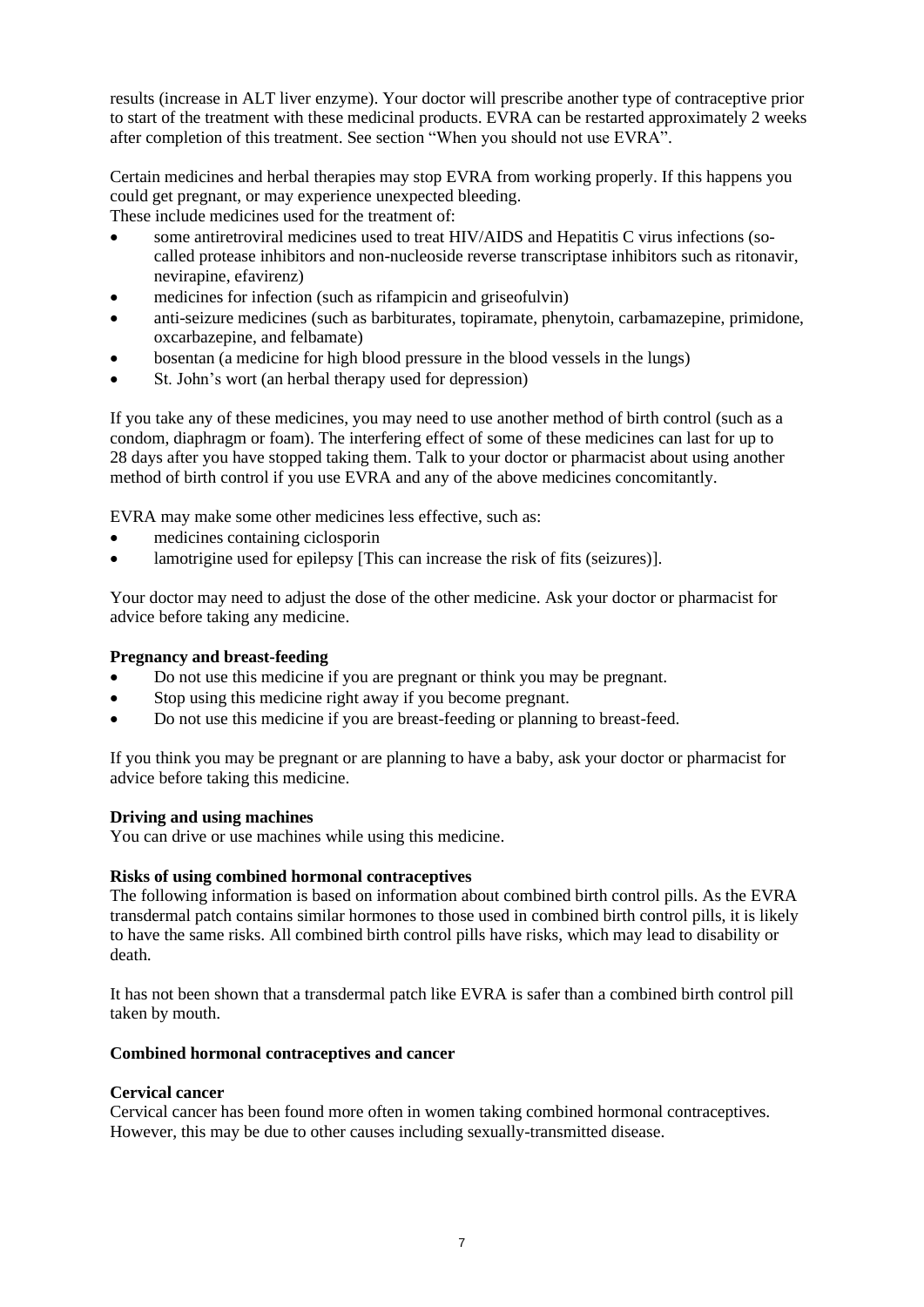results (increase in ALT liver enzyme). Your doctor will prescribe another type of contraceptive prior to start of the treatment with these medicinal products. EVRA can be restarted approximately 2 weeks after completion of this treatment. See section "When you should not use EVRA".

Certain medicines and herbal therapies may stop EVRA from working properly. If this happens you could get pregnant, or may experience unexpected bleeding.
These include medicines used for the treatment of:

- some antiretroviral medicines used to treat HIV/AIDS and Hepatitis C virus infections (so-called protease inhibitors and non-nucleoside reverse transcriptase inhibitors such as ritonavir, nevirapine, efavirenz)
- medicines for infection (such as rifampicin and griseofulvin)
- anti-seizure medicines (such as barbiturates, topiramate, phenytoin, carbamazepine, primidone, oxcarbazepine, and felbamate)
- bosentan (a medicine for high blood pressure in the blood vessels in the lungs)
- St. John's wort (an herbal therapy used for depression)

If you take any of these medicines, you may need to use another method of birth control (such as a condom, diaphragm or foam). The interfering effect of some of these medicines can last for up to 28 days after you have stopped taking them. Talk to your doctor or pharmacist about using another method of birth control if you use EVRA and any of the above medicines concomitantly.

EVRA may make some other medicines less effective, such as:

- medicines containing ciclosporin
- lamotrigine used for epilepsy [This can increase the risk of fits (seizures)].

Your doctor may need to adjust the dose of the other medicine. Ask your doctor or pharmacist for advice before taking any medicine.

**Pregnancy and breast-feeding**

- Do not use this medicine if you are pregnant or think you may be pregnant.
- Stop using this medicine right away if you become pregnant.
- Do not use this medicine if you are breast-feeding or planning to breast-feed.

If you think you may be pregnant or are planning to have a baby, ask your doctor or pharmacist for advice before taking this medicine.

**Driving and using machines**

You can drive or use machines while using this medicine.

**Risks of using combined hormonal contraceptives**

The following information is based on information about combined birth control pills. As the EVRA transdermal patch contains similar hormones to those used in combined birth control pills, it is likely to have the same risks. All combined birth control pills have risks, which may lead to disability or death.

It has not been shown that a transdermal patch like EVRA is safer than a combined birth control pill taken by mouth.

**Combined hormonal contraceptives and cancer**

**Cervical cancer**

Cervical cancer has been found more often in women taking combined hormonal contraceptives. However, this may be due to other causes including sexually-transmitted disease.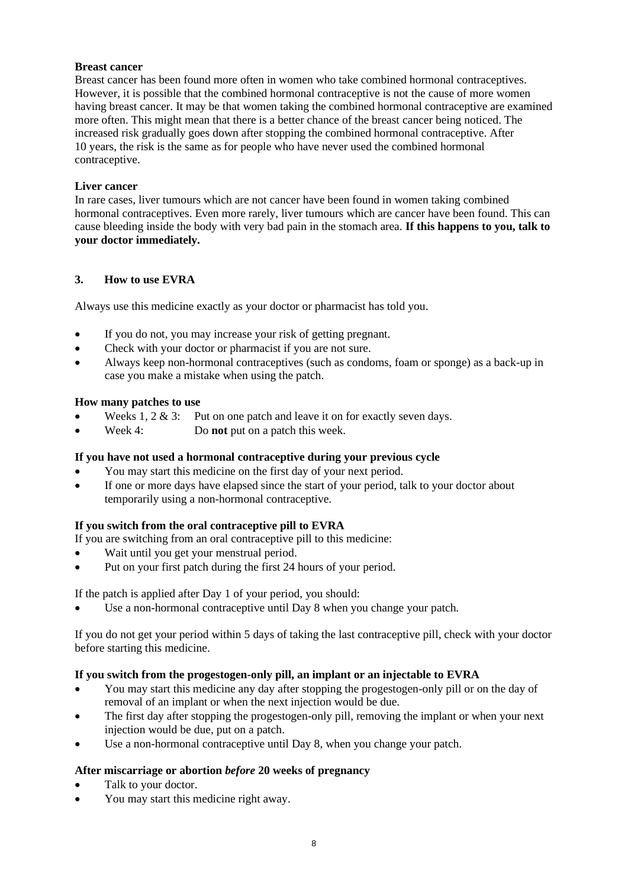**Breast cancer**

Breast cancer has been found more often in women who take combined hormonal contraceptives. However, it is possible that the combined hormonal contraceptive is not the cause of more women having breast cancer. It may be that women taking the combined hormonal contraceptive are examined more often. This might mean that there is a better chance of the breast cancer being noticed. The increased risk gradually goes down after stopping the combined hormonal contraceptive. After 10 years, the risk is the same as for people who have never used the combined hormonal contraceptive.

**Liver cancer**

In rare cases, liver tumours which are not cancer have been found in women taking combined hormonal contraceptives. Even more rarely, liver tumours which are cancer have been found. This can cause bleeding inside the body with very bad pain in the stomach area. **If this happens to you, talk to your doctor immediately.**

## 3. How to use EVRA

Always use this medicine exactly as your doctor or pharmacist has told you.

- If you do not, you may increase your risk of getting pregnant.
- Check with your doctor or pharmacist if you are not sure.
- Always keep non-hormonal contraceptives (such as condoms, foam or sponge) as a back-up in case you make a mistake when using the patch.

**How many patches to use**

- Weeks 1, 2 & 3: Put on one patch and leave it on for exactly seven days.
- Week 4: Do **not** put on a patch this week.

**If you have not used a hormonal contraceptive during your previous cycle**

- You may start this medicine on the first day of your next period.
- If one or more days have elapsed since the start of your period, talk to your doctor about temporarily using a non-hormonal contraceptive.

**If you switch from the oral contraceptive pill to EVRA**

If you are switching from an oral contraceptive pill to this medicine:

- Wait until you get your menstrual period.
- Put on your first patch during the first 24 hours of your period.

If the patch is applied after Day 1 of your period, you should:

- Use a non-hormonal contraceptive until Day 8 when you change your patch.

If you do not get your period within 5 days of taking the last contraceptive pill, check with your doctor before starting this medicine.

**If you switch from the progestogen-only pill, an implant or an injectable to EVRA**

- You may start this medicine any day after stopping the progestogen-only pill or on the day of removal of an implant or when the next injection would be due.
- The first day after stopping the progestogen-only pill, removing the implant or when your next injection would be due, put on a patch.
- Use a non-hormonal contraceptive until Day 8, when you change your patch.

**After miscarriage or abortion *before* 20 weeks of pregnancy**

- Talk to your doctor.
- You may start this medicine right away.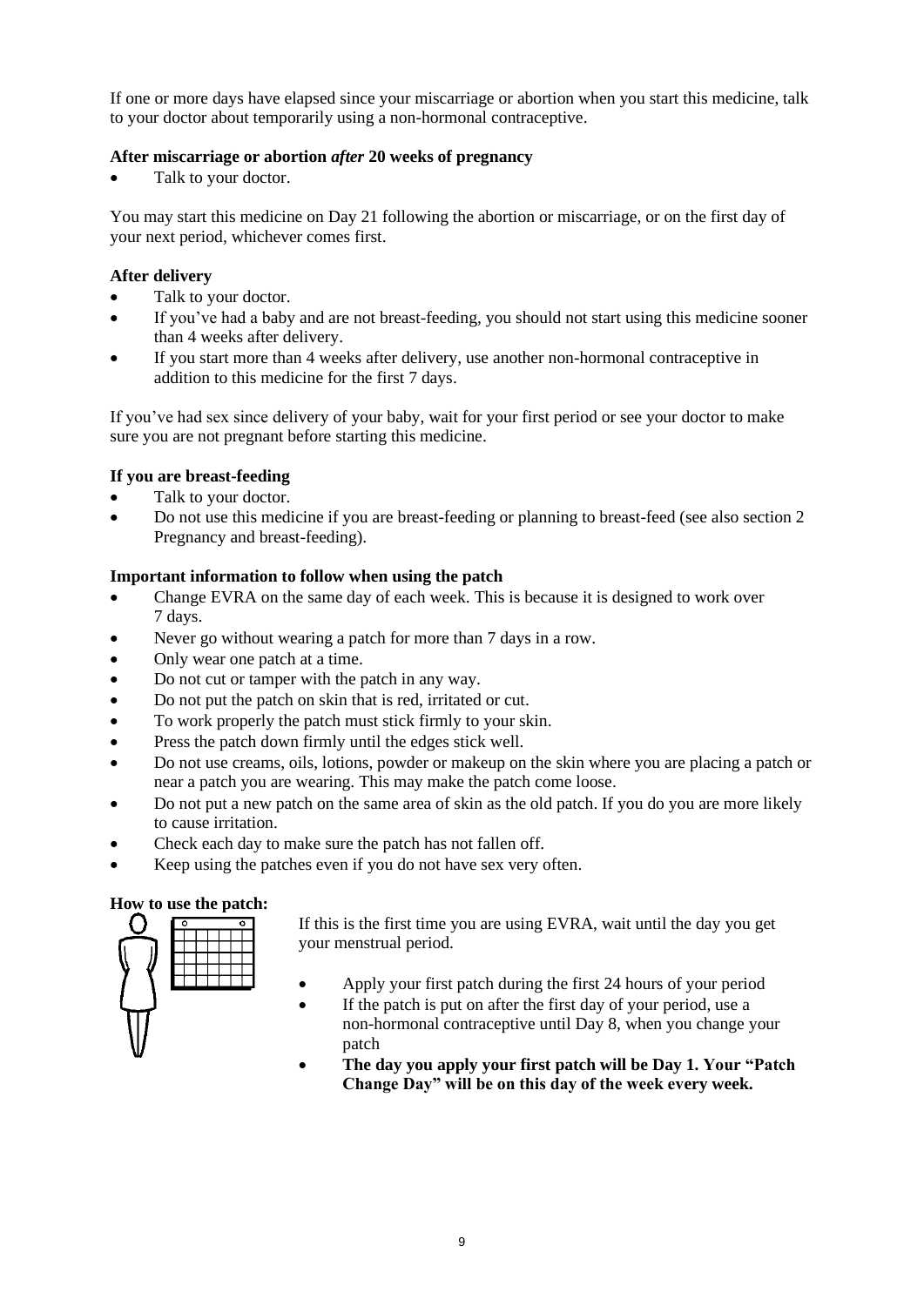If one or more days have elapsed since your miscarriage or abortion when you start this medicine, talk to your doctor about temporarily using a non-hormonal contraceptive.

**After miscarriage or abortion *after* 20 weeks of pregnancy**

- Talk to your doctor.

You may start this medicine on Day 21 following the abortion or miscarriage, or on the first day of your next period, whichever comes first.

**After delivery**

- Talk to your doctor.
- If you've had a baby and are not breast-feeding, you should not start using this medicine sooner than 4 weeks after delivery.
- If you start more than 4 weeks after delivery, use another non-hormonal contraceptive in addition to this medicine for the first 7 days.

If you've had sex since delivery of your baby, wait for your first period or see your doctor to make sure you are not pregnant before starting this medicine.

**If you are breast-feeding**

- Talk to your doctor.
- Do not use this medicine if you are breast-feeding or planning to breast-feed (see also section 2 Pregnancy and breast-feeding).

**Important information to follow when using the patch**

- Change EVRA on the same day of each week. This is because it is designed to work over 7 days.
- Never go without wearing a patch for more than 7 days in a row.
- Only wear one patch at a time.
- Do not cut or tamper with the patch in any way.
- Do not put the patch on skin that is red, irritated or cut.
- To work properly the patch must stick firmly to your skin.
- Press the patch down firmly until the edges stick well.
- Do not use creams, oils, lotions, powder or makeup on the skin where you are placing a patch or near a patch you are wearing. This may make the patch come loose.
- Do not put a new patch on the same area of skin as the old patch. If you do you are more likely to cause irritation.
- Check each day to make sure the patch has not fallen off.
- Keep using the patches even if you do not have sex very often.

**How to use the patch:**

If this is the first time you are using EVRA, wait until the day you get your menstrual period.

- Apply your first patch during the first 24 hours of your period
- If the patch is put on after the first day of your period, use a non-hormonal contraceptive until Day 8, when you change your patch
- **The day you apply your first patch will be Day 1. Your "Patch Change Day" will be on this day of the week every week.**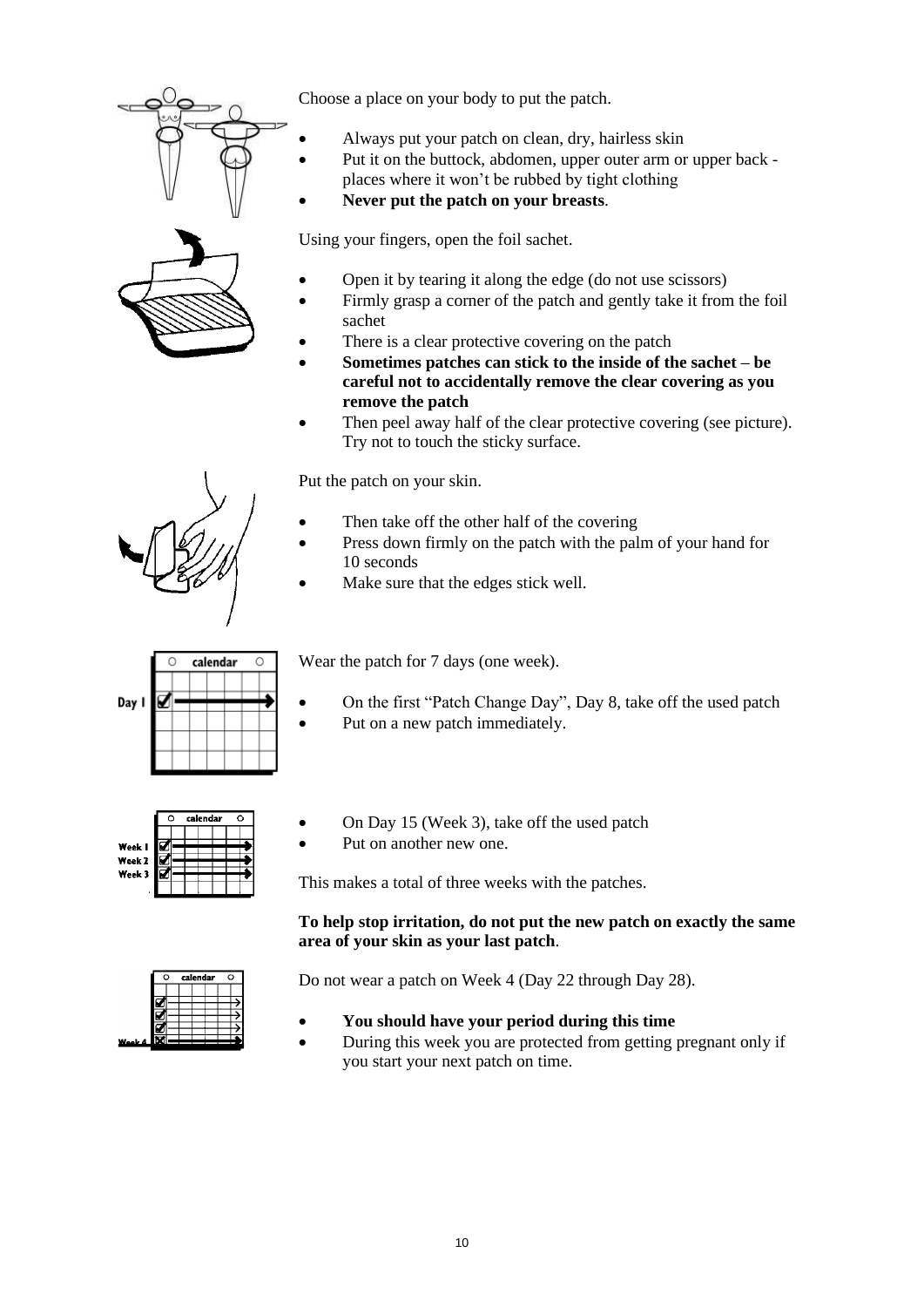Choose a place on your body to put the patch.

- Always put your patch on clean, dry, hairless skin
- Put it on the buttock, abdomen, upper outer arm or upper back - places where it won't be rubbed by tight clothing
- **Never put the patch on your breasts**.

Using your fingers, open the foil sachet.

- Open it by tearing it along the edge (do not use scissors)
- Firmly grasp a corner of the patch and gently take it from the foil sachet
- There is a clear protective covering on the patch
- **Sometimes patches can stick to the inside of the sachet – be careful not to accidentally remove the clear covering as you remove the patch**
- Then peel away half of the clear protective covering (see picture). Try not to touch the sticky surface.

Put the patch on your skin.

- Then take off the other half of the covering
- Press down firmly on the patch with the palm of your hand for 10 seconds
- Make sure that the edges stick well.

Wear the patch for 7 days (one week).

- On the first "Patch Change Day", Day 8, take off the used patch
- Put on a new patch immediately.

- On Day 15 (Week 3), take off the used patch
- Put on another new one.

This makes a total of three weeks with the patches.

**To help stop irritation, do not put the new patch on exactly the same area of your skin as your last patch**.

Do not wear a patch on Week 4 (Day 22 through Day 28).

- **You should have your period during this time**
- During this week you are protected from getting pregnant only if you start your next patch on time.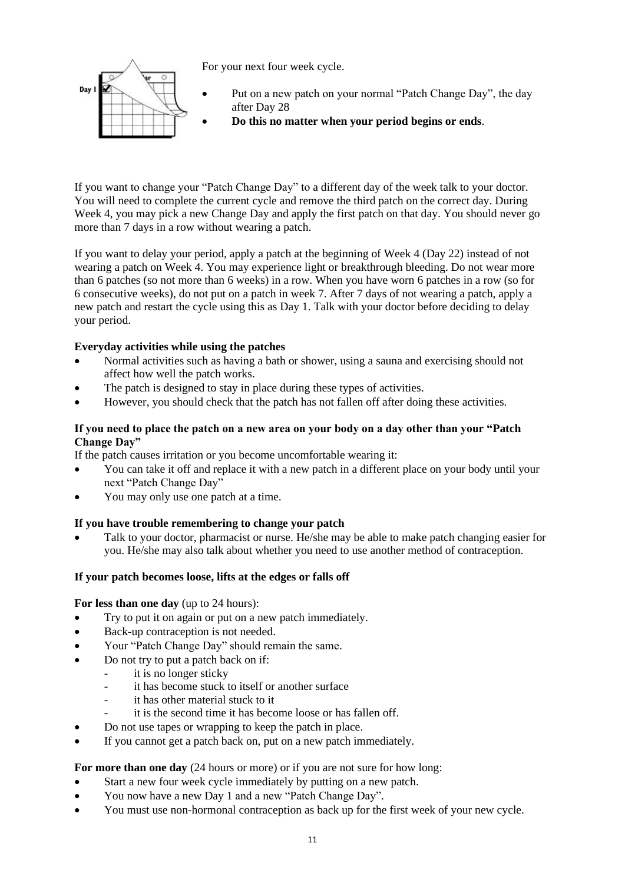For your next four week cycle.

- Put on a new patch on your normal "Patch Change Day", the day after Day 28
- **Do this no matter when your period begins or ends**.

If you want to change your "Patch Change Day" to a different day of the week talk to your doctor. You will need to complete the current cycle and remove the third patch on the correct day. During Week 4, you may pick a new Change Day and apply the first patch on that day. You should never go more than 7 days in a row without wearing a patch.

If you want to delay your period, apply a patch at the beginning of Week 4 (Day 22) instead of not wearing a patch on Week 4. You may experience light or breakthrough bleeding. Do not wear more than 6 patches (so not more than 6 weeks) in a row. When you have worn 6 patches in a row (so for 6 consecutive weeks), do not put on a patch in week 7. After 7 days of not wearing a patch, apply a new patch and restart the cycle using this as Day 1. Talk with your doctor before deciding to delay your period.

**Everyday activities while using the patches**

- Normal activities such as having a bath or shower, using a sauna and exercising should not affect how well the patch works.
- The patch is designed to stay in place during these types of activities.
- However, you should check that the patch has not fallen off after doing these activities.

**If you need to place the patch on a new area on your body on a day other than your "Patch Change Day"**

If the patch causes irritation or you become uncomfortable wearing it:

- You can take it off and replace it with a new patch in a different place on your body until your next "Patch Change Day"
- You may only use one patch at a time.

**If you have trouble remembering to change your patch**

- Talk to your doctor, pharmacist or nurse. He/she may be able to make patch changing easier for you. He/she may also talk about whether you need to use another method of contraception.

**If your patch becomes loose, lifts at the edges or falls off**

**For less than one day** (up to 24 hours):

- Try to put it on again or put on a new patch immediately.
- Back-up contraception is not needed.
- Your "Patch Change Day" should remain the same.
- Do not try to put a patch back on if:
  - it is no longer sticky
  - it has become stuck to itself or another surface
  - it has other material stuck to it
  - it is the second time it has become loose or has fallen off.
- Do not use tapes or wrapping to keep the patch in place.
- If you cannot get a patch back on, put on a new patch immediately.

**For more than one day** (24 hours or more) or if you are not sure for how long:

- Start a new four week cycle immediately by putting on a new patch.
- You now have a new Day 1 and a new "Patch Change Day".
- You must use non-hormonal contraception as back up for the first week of your new cycle.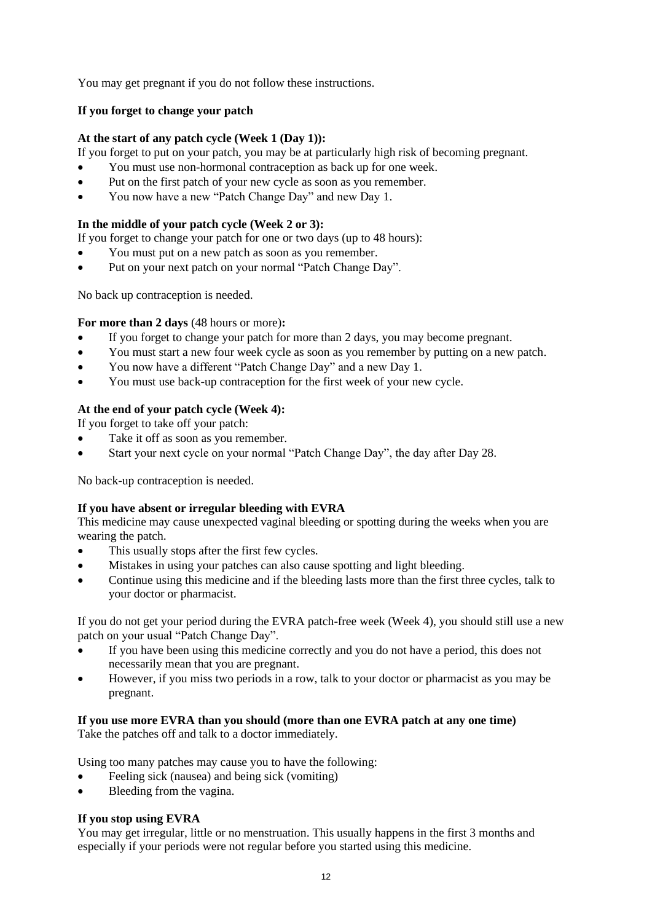You may get pregnant if you do not follow these instructions.

**If you forget to change your patch**

**At the start of any patch cycle (Week 1 (Day 1)):**

If you forget to put on your patch, you may be at particularly high risk of becoming pregnant.

- You must use non-hormonal contraception as back up for one week.
- Put on the first patch of your new cycle as soon as you remember.
- You now have a new "Patch Change Day" and new Day 1.

**In the middle of your patch cycle (Week 2 or 3):**

If you forget to change your patch for one or two days (up to 48 hours):

- You must put on a new patch as soon as you remember.
- Put on your next patch on your normal "Patch Change Day".

No back up contraception is needed.

**For more than 2 days** (48 hours or more)**:**

- If you forget to change your patch for more than 2 days, you may become pregnant.
- You must start a new four week cycle as soon as you remember by putting on a new patch.
- You now have a different "Patch Change Day" and a new Day 1.
- You must use back-up contraception for the first week of your new cycle.

**At the end of your patch cycle (Week 4):**

If you forget to take off your patch:

- Take it off as soon as you remember.
- Start your next cycle on your normal "Patch Change Day", the day after Day 28.

No back-up contraception is needed.

**If you have absent or irregular bleeding with EVRA**

This medicine may cause unexpected vaginal bleeding or spotting during the weeks when you are wearing the patch.

- This usually stops after the first few cycles.
- Mistakes in using your patches can also cause spotting and light bleeding.
- Continue using this medicine and if the bleeding lasts more than the first three cycles, talk to your doctor or pharmacist.

If you do not get your period during the EVRA patch-free week (Week 4), you should still use a new patch on your usual "Patch Change Day".

- If you have been using this medicine correctly and you do not have a period, this does not necessarily mean that you are pregnant.
- However, if you miss two periods in a row, talk to your doctor or pharmacist as you may be pregnant.

**If you use more EVRA than you should (more than one EVRA patch at any one time)**

Take the patches off and talk to a doctor immediately.

Using too many patches may cause you to have the following:

- Feeling sick (nausea) and being sick (vomiting)
- Bleeding from the vagina.

**If you stop using EVRA**

You may get irregular, little or no menstruation. This usually happens in the first 3 months and especially if your periods were not regular before you started using this medicine.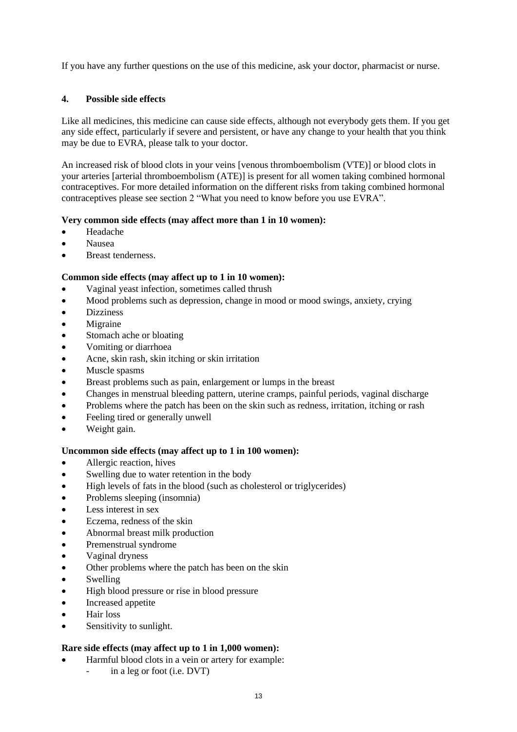If you have any further questions on the use of this medicine, ask your doctor, pharmacist or nurse.

## 4. Possible side effects

Like all medicines, this medicine can cause side effects, although not everybody gets them. If you get any side effect, particularly if severe and persistent, or have any change to your health that you think may be due to EVRA, please talk to your doctor.

An increased risk of blood clots in your veins [venous thromboembolism (VTE)] or blood clots in your arteries [arterial thromboembolism (ATE)] is present for all women taking combined hormonal contraceptives. For more detailed information on the different risks from taking combined hormonal contraceptives please see section 2 "What you need to know before you use EVRA".

**Very common side effects (may affect more than 1 in 10 women):**

- Headache
- Nausea
- Breast tenderness.

**Common side effects (may affect up to 1 in 10 women):**

- Vaginal yeast infection, sometimes called thrush
- Mood problems such as depression, change in mood or mood swings, anxiety, crying
- Dizziness
- Migraine
- Stomach ache or bloating
- Vomiting or diarrhoea
- Acne, skin rash, skin itching or skin irritation
- Muscle spasms
- Breast problems such as pain, enlargement or lumps in the breast
- Changes in menstrual bleeding pattern, uterine cramps, painful periods, vaginal discharge
- Problems where the patch has been on the skin such as redness, irritation, itching or rash
- Feeling tired or generally unwell
- Weight gain.

**Uncommon side effects (may affect up to 1 in 100 women):**

- Allergic reaction, hives
- Swelling due to water retention in the body
- High levels of fats in the blood (such as cholesterol or triglycerides)
- Problems sleeping (insomnia)
- Less interest in sex
- Eczema, redness of the skin
- Abnormal breast milk production
- Premenstrual syndrome
- Vaginal dryness
- Other problems where the patch has been on the skin
- Swelling
- High blood pressure or rise in blood pressure
- Increased appetite
- Hair loss
- Sensitivity to sunlight.

**Rare side effects (may affect up to 1 in 1,000 women):**

- Harmful blood clots in a vein or artery for example:
  - in a leg or foot (i.e. DVT)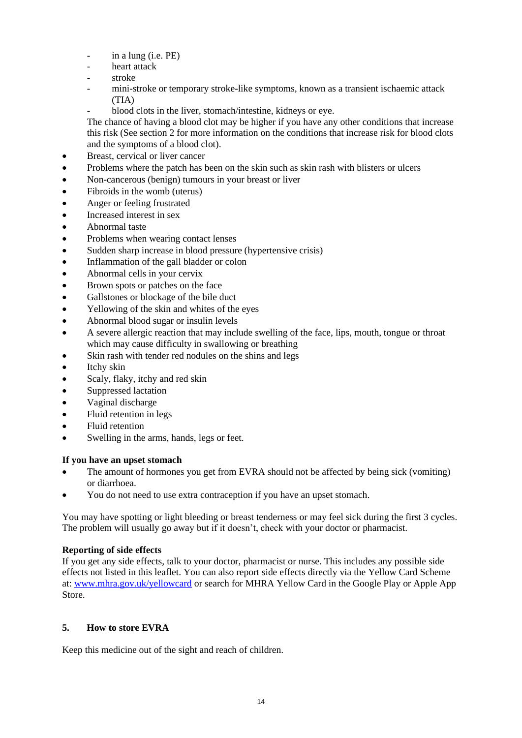- in a lung (i.e. PE)
  - heart attack
  - stroke
  - mini-stroke or temporary stroke-like symptoms, known as a transient ischaemic attack (TIA)
  - blood clots in the liver, stomach/intestine, kidneys or eye.

  The chance of having a blood clot may be higher if you have any other conditions that increase this risk (See section 2 for more information on the conditions that increase risk for blood clots and the symptoms of a blood clot).
- Breast, cervical or liver cancer
- Problems where the patch has been on the skin such as skin rash with blisters or ulcers
- Non-cancerous (benign) tumours in your breast or liver
- Fibroids in the womb (uterus)
- Anger or feeling frustrated
- Increased interest in sex
- Abnormal taste
- Problems when wearing contact lenses
- Sudden sharp increase in blood pressure (hypertensive crisis)
- Inflammation of the gall bladder or colon
- Abnormal cells in your cervix
- Brown spots or patches on the face
- Gallstones or blockage of the bile duct
- Yellowing of the skin and whites of the eyes
- Abnormal blood sugar or insulin levels
- A severe allergic reaction that may include swelling of the face, lips, mouth, tongue or throat which may cause difficulty in swallowing or breathing
- Skin rash with tender red nodules on the shins and legs
- Itchy skin
- Scaly, flaky, itchy and red skin
- Suppressed lactation
- Vaginal discharge
- Fluid retention in legs
- Fluid retention
- Swelling in the arms, hands, legs or feet.

**If you have an upset stomach**

- The amount of hormones you get from EVRA should not be affected by being sick (vomiting) or diarrhoea.
- You do not need to use extra contraception if you have an upset stomach.

You may have spotting or light bleeding or breast tenderness or may feel sick during the first 3 cycles. The problem will usually go away but if it doesn't, check with your doctor or pharmacist.

**Reporting of side effects**

If you get any side effects, talk to your doctor, pharmacist or nurse. This includes any possible side effects not listed in this leaflet. You can also report side effects directly via the Yellow Card Scheme at: [www.mhra.gov.uk/yellowcard](http://www.mhra.gov.uk/yellowcard) or search for MHRA Yellow Card in the Google Play or Apple App Store.

## 5. How to store EVRA

Keep this medicine out of the sight and reach of children.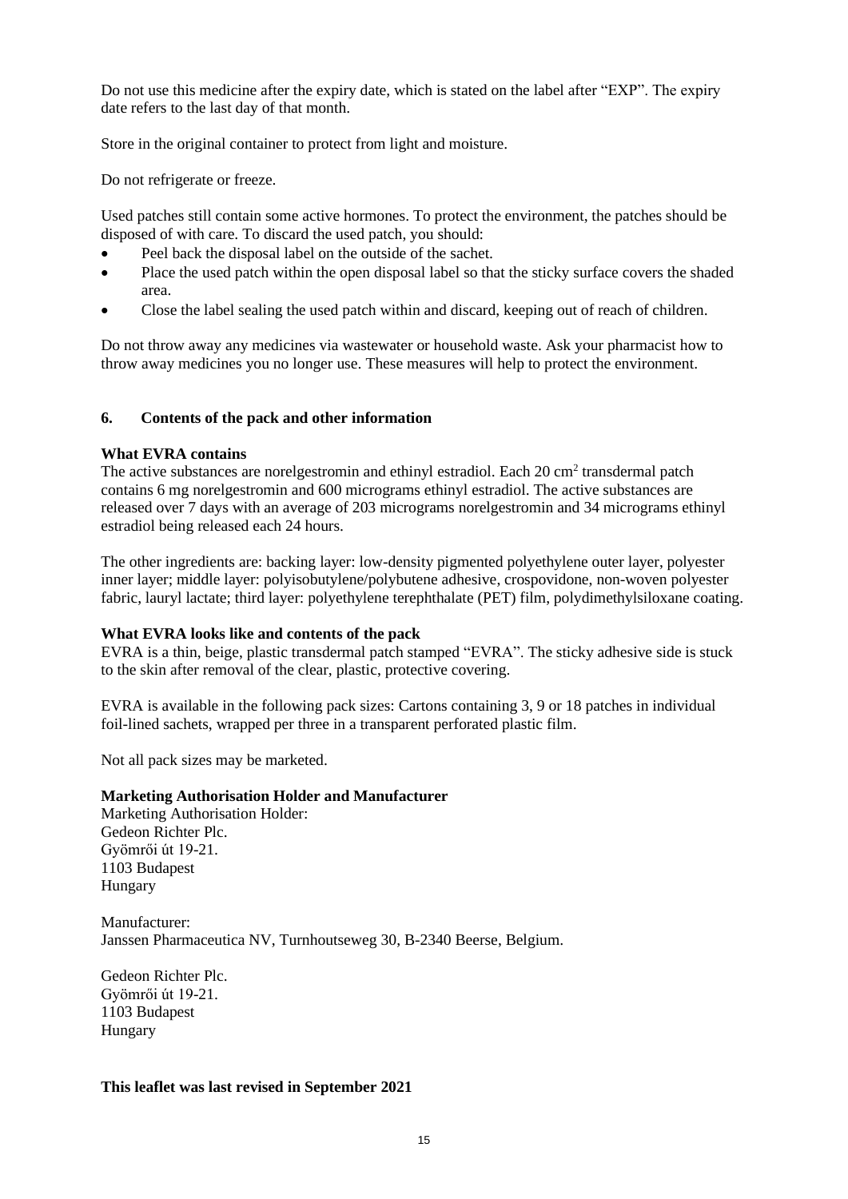Do not use this medicine after the expiry date, which is stated on the label after "EXP". The expiry date refers to the last day of that month.

Store in the original container to protect from light and moisture.

Do not refrigerate or freeze.

Used patches still contain some active hormones. To protect the environment, the patches should be disposed of with care. To discard the used patch, you should:

- Peel back the disposal label on the outside of the sachet.
- Place the used patch within the open disposal label so that the sticky surface covers the shaded area.
- Close the label sealing the used patch within and discard, keeping out of reach of children.

Do not throw away any medicines via wastewater or household waste. Ask your pharmacist how to throw away medicines you no longer use. These measures will help to protect the environment.

## 6. Contents of the pack and other information

**What EVRA contains**

The active substances are norelgestromin and ethinyl estradiol. Each 20 $cm^2$ transdermal patch contains 6 mg norelgestromin and 600 micrograms ethinyl estradiol. The active substances are released over 7 days with an average of 203 micrograms norelgestromin and 34 micrograms ethinyl estradiol being released each 24 hours.

The other ingredients are: backing layer: low-density pigmented polyethylene outer layer, polyester inner layer; middle layer: polyisobutylene/polybutene adhesive, crospovidone, non-woven polyester fabric, lauryl lactate; third layer: polyethylene terephthalate (PET) film, polydimethylsiloxane coating.

**What EVRA looks like and contents of the pack**

EVRA is a thin, beige, plastic transdermal patch stamped "EVRA". The sticky adhesive side is stuck to the skin after removal of the clear, plastic, protective covering.

EVRA is available in the following pack sizes: Cartons containing 3, 9 or 18 patches in individual foil-lined sachets, wrapped per three in a transparent perforated plastic film.

Not all pack sizes may be marketed.

**Marketing Authorisation Holder and Manufacturer**

Marketing Authorisation Holder:
Gedeon Richter Plc.
Gyömrői út 19-21.
1103 Budapest
Hungary

Manufacturer:
Janssen Pharmaceutica NV, Turnhoutseweg 30, B-2340 Beerse, Belgium.

Gedeon Richter Plc.
Gyömrői út 19-21.
1103 Budapest
Hungary

**This leaflet was last revised in September 2021**